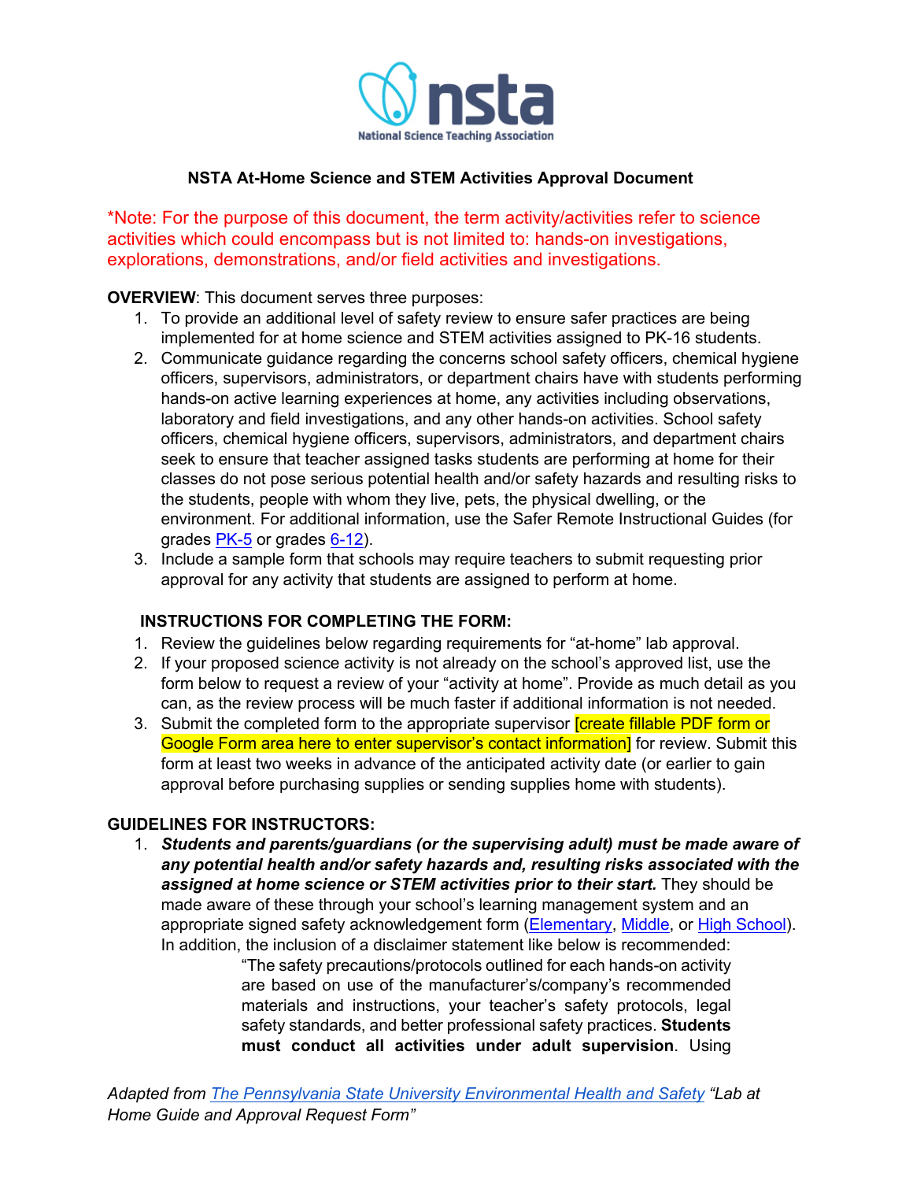**NSTA At-Home Science and STEM Activities Approval Document**

*Note: For the purpose of this document, the term activity/activities refer to science activities which could encompass but is not limited to: hands-on investigations, explorations, demonstrations, and/or field activities and investigations.

**OVERVIEW**: This document serves three purposes:

1. To provide an additional level of safety review to ensure safer practices are being implemented for at home science and STEM activities assigned to PK-16 students.
2. Communicate guidance regarding the concerns school safety officers, chemical hygiene officers, supervisors, administrators, or department chairs have with students performing hands-on active learning experiences at home, any activities including observations, laboratory and field investigations, and any other hands-on activities. School safety officers, chemical hygiene officers, supervisors, administrators, and department chairs seek to ensure that teacher assigned tasks students are performing at home for their classes do not pose serious potential health and/or safety hazards and resulting risks to the students, people with whom they live, pets, the physical dwelling, or the environment. For additional information, use the Safer Remote Instructional Guides (for grades PK-5 or grades 6-12).
3. Include a sample form that schools may require teachers to submit requesting prior approval for any activity that students are assigned to perform at home.

**INSTRUCTIONS FOR COMPLETING THE FORM:**

1. Review the guidelines below regarding requirements for "at-home" lab approval.
2. If your proposed science activity is not already on the school's approved list, use the form below to request a review of your "activity at home". Provide as much detail as you can, as the review process will be much faster if additional information is not needed.
3. Submit the completed form to the appropriate supervisor [create fillable PDF form or Google Form area here to enter supervisor's contact information] for review. Submit this form at least two weeks in advance of the anticipated activity date (or earlier to gain approval before purchasing supplies or sending supplies home with students).

**GUIDELINES FOR INSTRUCTORS:**

1. ***Students and parents/guardians (or the supervising adult) must be made aware of any potential health and/or safety hazards and, resulting risks associated with the assigned at home science or STEM activities prior to their start.*** They should be made aware of these through your school's learning management system and an appropriate signed safety acknowledgement form (Elementary, Middle, or High School). In addition, the inclusion of a disclaimer statement like below is recommended:

   > "The safety precautions/protocols outlined for each hands-on activity are based on use of the manufacturer's/company's recommended materials and instructions, your teacher's safety protocols, legal safety standards, and better professional safety practices. **Students must conduct all activities under adult supervision**. Using

*Adapted from The Pennsylvania State University Environmental Health and Safety "Lab at Home Guide and Approval Request Form"*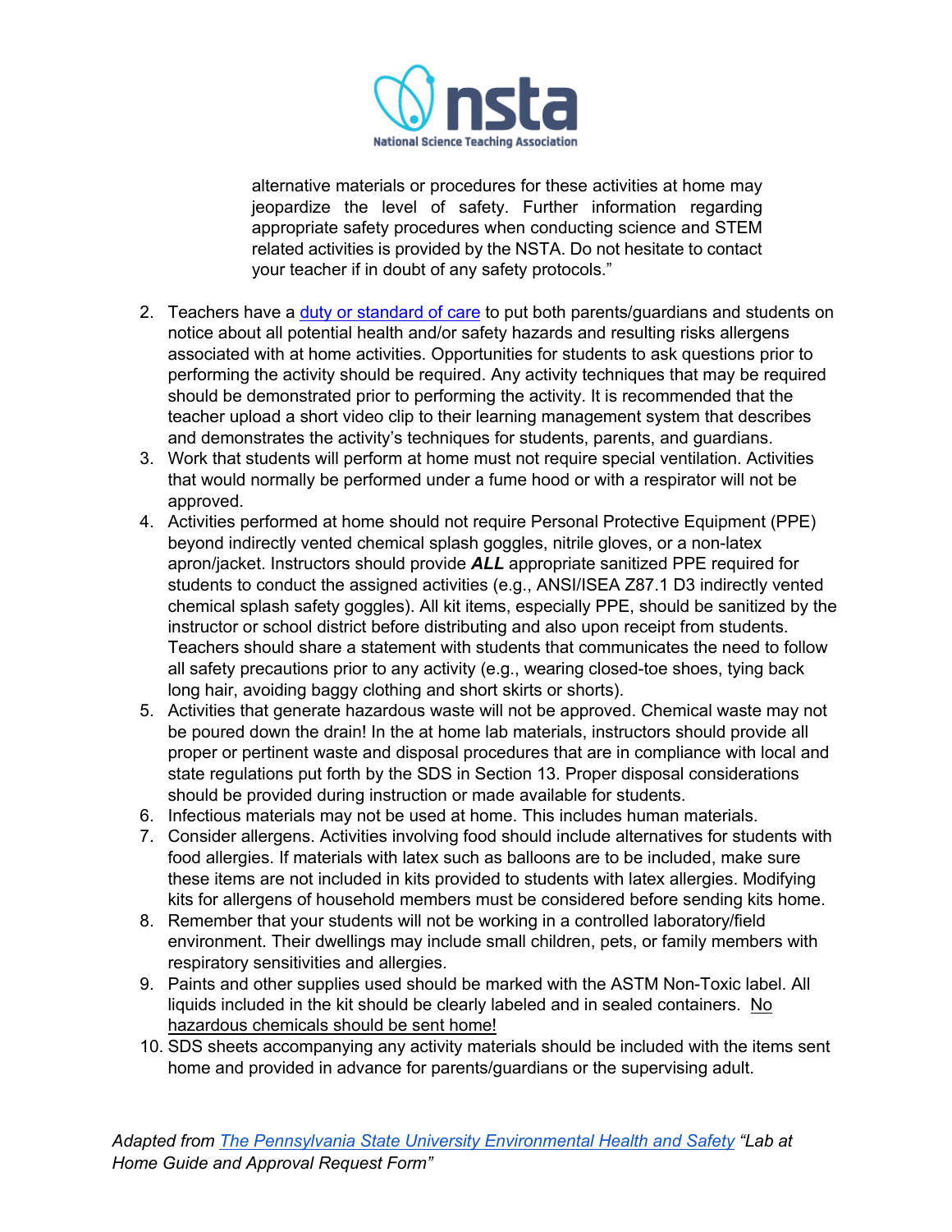alternative materials or procedures for these activities at home may jeopardize the level of safety. Further information regarding appropriate safety procedures when conducting science and STEM related activities is provided by the NSTA. Do not hesitate to contact your teacher if in doubt of any safety protocols."

2. Teachers have a duty or standard of care to put both parents/guardians and students on notice about all potential health and/or safety hazards and resulting risks allergens associated with at home activities. Opportunities for students to ask questions prior to performing the activity should be required. Any activity techniques that may be required should be demonstrated prior to performing the activity. It is recommended that the teacher upload a short video clip to their learning management system that describes and demonstrates the activity's techniques for students, parents, and guardians.
3. Work that students will perform at home must not require special ventilation. Activities that would normally be performed under a fume hood or with a respirator will not be approved.
4. Activities performed at home should not require Personal Protective Equipment (PPE) beyond indirectly vented chemical splash goggles, nitrile gloves, or a non-latex apron/jacket. Instructors should provide ***ALL*** appropriate sanitized PPE required for students to conduct the assigned activities (e.g., ANSI/ISEA Z87.1 D3 indirectly vented chemical splash safety goggles). All kit items, especially PPE, should be sanitized by the instructor or school district before distributing and also upon receipt from students. Teachers should share a statement with students that communicates the need to follow all safety precautions prior to any activity (e.g., wearing closed-toe shoes, tying back long hair, avoiding baggy clothing and short skirts or shorts).
5. Activities that generate hazardous waste will not be approved. Chemical waste may not be poured down the drain! In the at home lab materials, instructors should provide all proper or pertinent waste and disposal procedures that are in compliance with local and state regulations put forth by the SDS in Section 13. Proper disposal considerations should be provided during instruction or made available for students.
6. Infectious materials may not be used at home. This includes human materials.
7. Consider allergens. Activities involving food should include alternatives for students with food allergies. If materials with latex such as balloons are to be included, make sure these items are not included in kits provided to students with latex allergies. Modifying kits for allergens of household members must be considered before sending kits home.
8. Remember that your students will not be working in a controlled laboratory/field environment. Their dwellings may include small children, pets, or family members with respiratory sensitivities and allergies.
9. Paints and other supplies used should be marked with the ASTM Non-Toxic label. All liquids included in the kit should be clearly labeled and in sealed containers. No hazardous chemicals should be sent home!
10. SDS sheets accompanying any activity materials should be included with the items sent home and provided in advance for parents/guardians or the supervising adult.

*Adapted from The Pennsylvania State University Environmental Health and Safety "Lab at Home Guide and Approval Request Form"*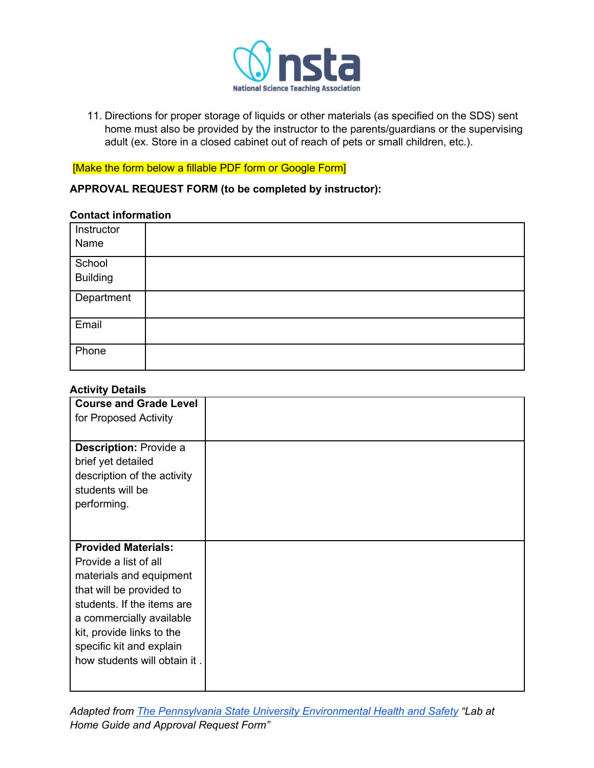11. Directions for proper storage of liquids or other materials (as specified on the SDS) sent home must also be provided by the instructor to the parents/guardians or the supervising adult (ex. Store in a closed cabinet out of reach of pets or small children, etc.).

[Make the form below a fillable PDF form or Google Form]

**APPROVAL REQUEST FORM (to be completed by instructor):**

**Contact information**

| Instructor Name | |
|---|---|
| School Building | |
| Department | |
| Email | |
| Phone | |

**Activity Details**

| **Course and Grade Level** for Proposed Activity | |
|---|---|
| **Description:** Provide a brief yet detailed description of the activity students will be performing. | |
| **Provided Materials:** Provide a list of all materials and equipment that will be provided to students. If the items are a commercially available kit, provide links to the specific kit and explain how students will obtain it . | |

*Adapted from The Pennsylvania State University Environmental Health and Safety "Lab at Home Guide and Approval Request Form"*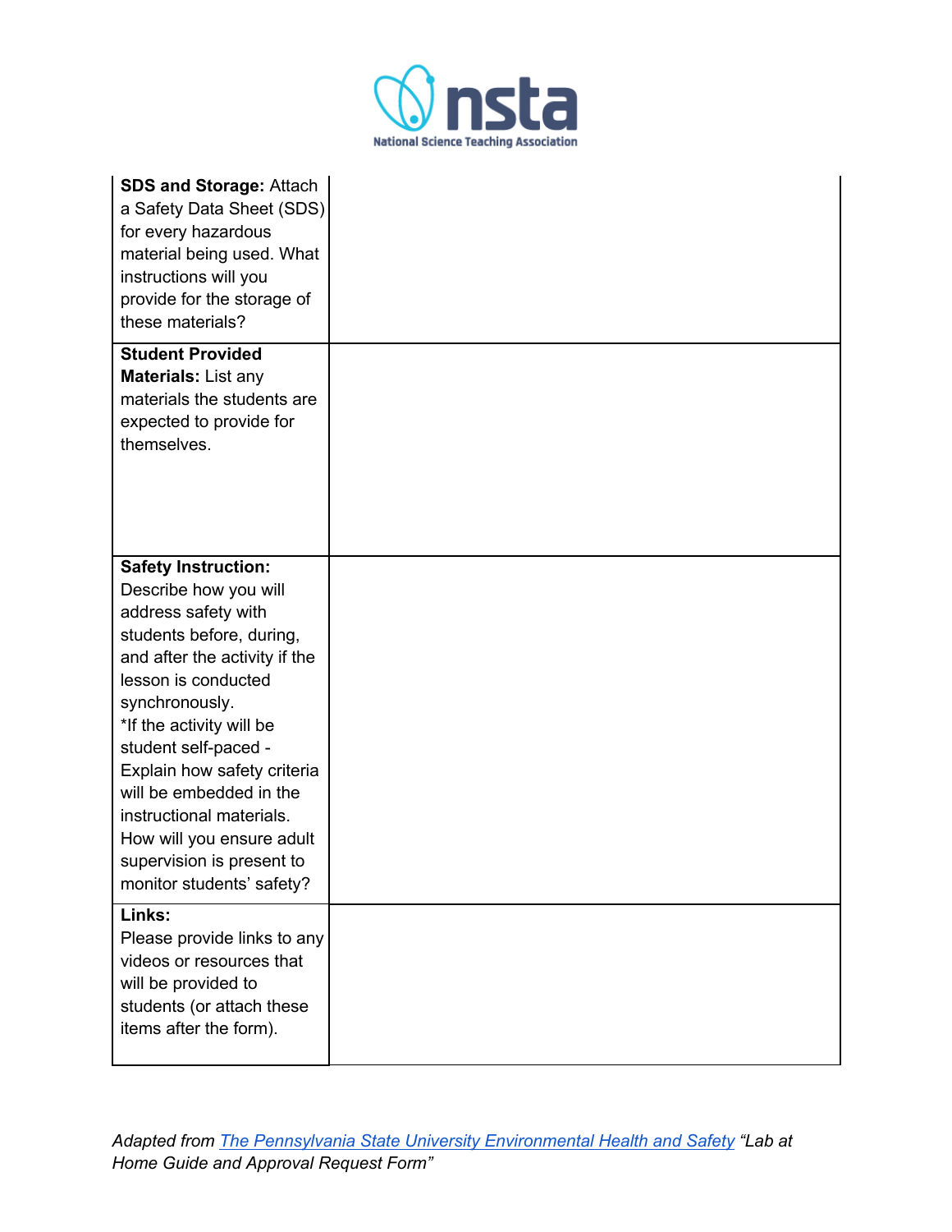| | |
|---|---|
| **SDS and Storage:** Attach a Safety Data Sheet (SDS) for every hazardous material being used. What instructions will you provide for the storage of these materials? | |
| **Student Provided Materials:** List any materials the students are expected to provide for themselves. | |
| **Safety Instruction:** Describe how you will address safety with students before, during, and after the activity if the lesson is conducted synchronously. *If the activity will be student self-paced - Explain how safety criteria will be embedded in the instructional materials. How will you ensure adult supervision is present to monitor students' safety? | |
| **Links:** Please provide links to any videos or resources that will be provided to students (or attach these items after the form). | |

*Adapted from [The Pennsylvania State University Environmental Health and Safety](#) "Lab at Home Guide and Approval Request Form"*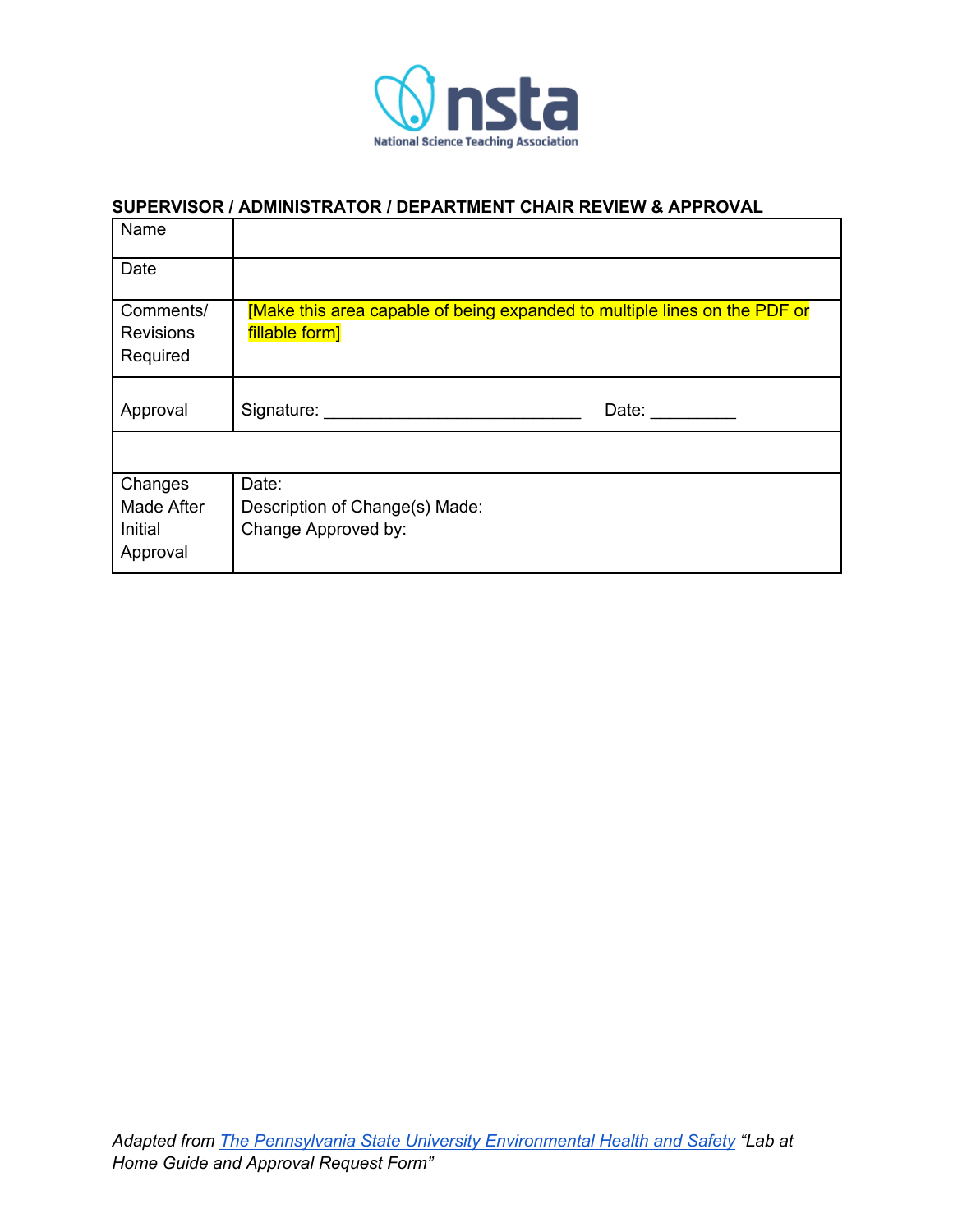**SUPERVISOR / ADMINISTRATOR / DEPARTMENT CHAIR REVIEW & APPROVAL**

| | |
|---|---|
| Name | |
| Date | |
| Comments/ Revisions Required | [Make this area capable of being expanded to multiple lines on the PDF or fillable form] |
| Approval | Signature: ___________________________ Date: _________ |
| | |
| Changes Made After Initial Approval | Date:<br>Description of Change(s) Made:<br>Change Approved by: |

*Adapted from [The Pennsylvania State University Environmental Health and Safety](#) "Lab at Home Guide and Approval Request Form"*